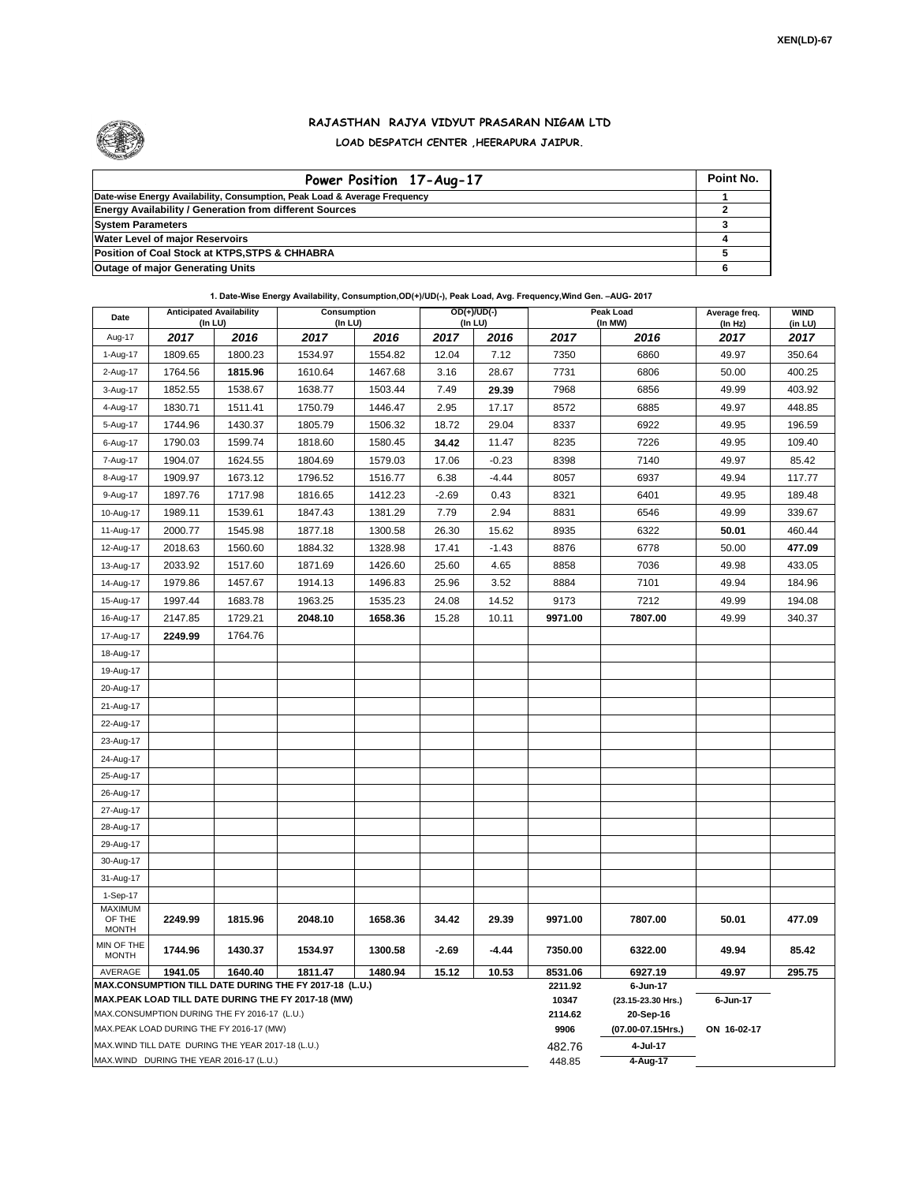XEN(LD)-67

# RAJASTHAN RAJYA VIDYUT PRASARAN NIGAM LTD

## LOAD DESPATCH CENTER ,HEERAPURA JAIPUR.

| Power Position 17-Aug-17 | Point No. |
|---|---|
| Date-wise Energy Availability, Consumption, Peak Load & Average Frequency | 1 |
| Energy Availability / Generation from different Sources | 2 |
| System Parameters | 3 |
| Water Level of major Reservoirs | 4 |
| Position of Coal Stock at KTPS,STPS & CHHABRA | 5 |
| Outage of major Generating Units | 6 |

**1. Date-Wise Energy Availability, Consumption,OD(+)/UD(-), Peak Load, Avg. Frequency,Wind Gen. –AUG- 2017**

| Date | Anticipated Availability (In LU) | | Consumption (In LU) | | OD(+)/UD(-) (In LU) | | Peak Load (In MW) | | Average freq. (In Hz) | WIND (in LU) |
|---|---|---|---|---|---|---|---|---|---|---|
| Aug-17 | 2017 | 2016 | 2017 | 2016 | 2017 | 2016 | 2017 | 2016 | 2017 | 2017 |
| 1-Aug-17 | 1809.65 | 1800.23 | 1534.97 | 1554.82 | 12.04 | 7.12 | 7350 | 6860 | 49.97 | 350.64 |
| 2-Aug-17 | 1764.56 | **1815.96** | 1610.64 | 1467.68 | 3.16 | 28.67 | 7731 | 6806 | 50.00 | 400.25 |
| 3-Aug-17 | 1852.55 | 1538.67 | 1638.77 | 1503.44 | 7.49 | **29.39** | 7968 | 6856 | 49.99 | 403.92 |
| 4-Aug-17 | 1830.71 | 1511.41 | 1750.79 | 1446.47 | 2.95 | 17.17 | 8572 | 6885 | 49.97 | 448.85 |
| 5-Aug-17 | 1744.96 | 1430.37 | 1805.79 | 1506.32 | 18.72 | 29.04 | 8337 | 6922 | 49.95 | 196.59 |
| 6-Aug-17 | 1790.03 | 1599.74 | 1818.60 | 1580.45 | **34.42** | 11.47 | 8235 | 7226 | 49.95 | 109.40 |
| 7-Aug-17 | 1904.07 | 1624.55 | 1804.69 | 1579.03 | 17.06 | -0.23 | 8398 | 7140 | 49.97 | 85.42 |
| 8-Aug-17 | 1909.97 | 1673.12 | 1796.52 | 1516.77 | 6.38 | -4.44 | 8057 | 6937 | 49.94 | 117.77 |
| 9-Aug-17 | 1897.76 | 1717.98 | 1816.65 | 1412.23 | -2.69 | 0.43 | 8321 | 6401 | 49.95 | 189.48 |
| 10-Aug-17 | 1989.11 | 1539.61 | 1847.43 | 1381.29 | 7.79 | 2.94 | 8831 | 6546 | 49.99 | 339.67 |
| 11-Aug-17 | 2000.77 | 1545.98 | 1877.18 | 1300.58 | 26.30 | 15.62 | 8935 | 6322 | **50.01** | 460.44 |
| 12-Aug-17 | 2018.63 | 1560.60 | 1884.32 | 1328.98 | 17.41 | -1.43 | 8876 | 6778 | 50.00 | **477.09** |
| 13-Aug-17 | 2033.92 | 1517.60 | 1871.69 | 1426.60 | 25.60 | 4.65 | 8858 | 7036 | 49.98 | 433.05 |
| 14-Aug-17 | 1979.86 | 1457.67 | 1914.13 | 1496.83 | 25.96 | 3.52 | 8884 | 7101 | 49.94 | 184.96 |
| 15-Aug-17 | 1997.44 | 1683.78 | 1963.25 | 1535.23 | 24.08 | 14.52 | 9173 | 7212 | 49.99 | 194.08 |
| 16-Aug-17 | 2147.85 | 1729.21 | **2048.10** | **1658.36** | 15.28 | 10.11 | **9971.00** | **7807.00** | 49.99 | 340.37 |
| 17-Aug-17 | **2249.99** | 1764.76 | | | | | | | | |
| 18-Aug-17 | | | | | | | | | | |
| 19-Aug-17 | | | | | | | | | | |
| 20-Aug-17 | | | | | | | | | | |
| 21-Aug-17 | | | | | | | | | | |
| 22-Aug-17 | | | | | | | | | | |
| 23-Aug-17 | | | | | | | | | | |
| 24-Aug-17 | | | | | | | | | | |
| 25-Aug-17 | | | | | | | | | | |
| 26-Aug-17 | | | | | | | | | | |
| 27-Aug-17 | | | | | | | | | | |
| 28-Aug-17 | | | | | | | | | | |
| 29-Aug-17 | | | | | | | | | | |
| 30-Aug-17 | | | | | | | | | | |
| 31-Aug-17 | | | | | | | | | | |
| 1-Sep-17 | | | | | | | | | | |
| MAXIMUM OF THE MONTH | 2249.99 | 1815.96 | 2048.10 | 1658.36 | 34.42 | 29.39 | 9971.00 | 7807.00 | 50.01 | 477.09 |
| MIN OF THE MONTH | 1744.96 | 1430.37 | 1534.97 | 1300.58 | -2.69 | -4.44 | 7350.00 | 6322.00 | 49.94 | 85.42 |
| AVERAGE | 1941.05 | 1640.40 | 1811.47 | 1480.94 | 15.12 | 10.53 | 8531.06 | 6927.19 | 49.97 | 295.75 |
| MAX.CONSUMPTION TILL DATE DURING THE FY 2017-18 (L.U.) | | | | | | | 2211.92 | 6-Jun-17 | | |
| MAX.PEAK LOAD TILL DATE DURING THE FY 2017-18 (MW) | | | | | | | 10347 | (23.15-23.30 Hrs.) | 6-Jun-17 | |
| MAX.CONSUMPTION DURING THE FY 2016-17 (L.U.) | | | | | | | 2114.62 | 20-Sep-16 | | |
| MAX.PEAK LOAD DURING THE FY 2016-17 (MW) | | | | | | | 9906 | (07.00-07.15Hrs.) | ON 16-02-17 | |
| MAX.WIND TILL DATE DURING THE YEAR 2017-18 (L.U.) | | | | | | | 482.76 | 4-Jul-17 | | |
| MAX.WIND DURING THE YEAR 2016-17 (L.U.) | | | | | | | 448.85 | 4-Aug-17 | | |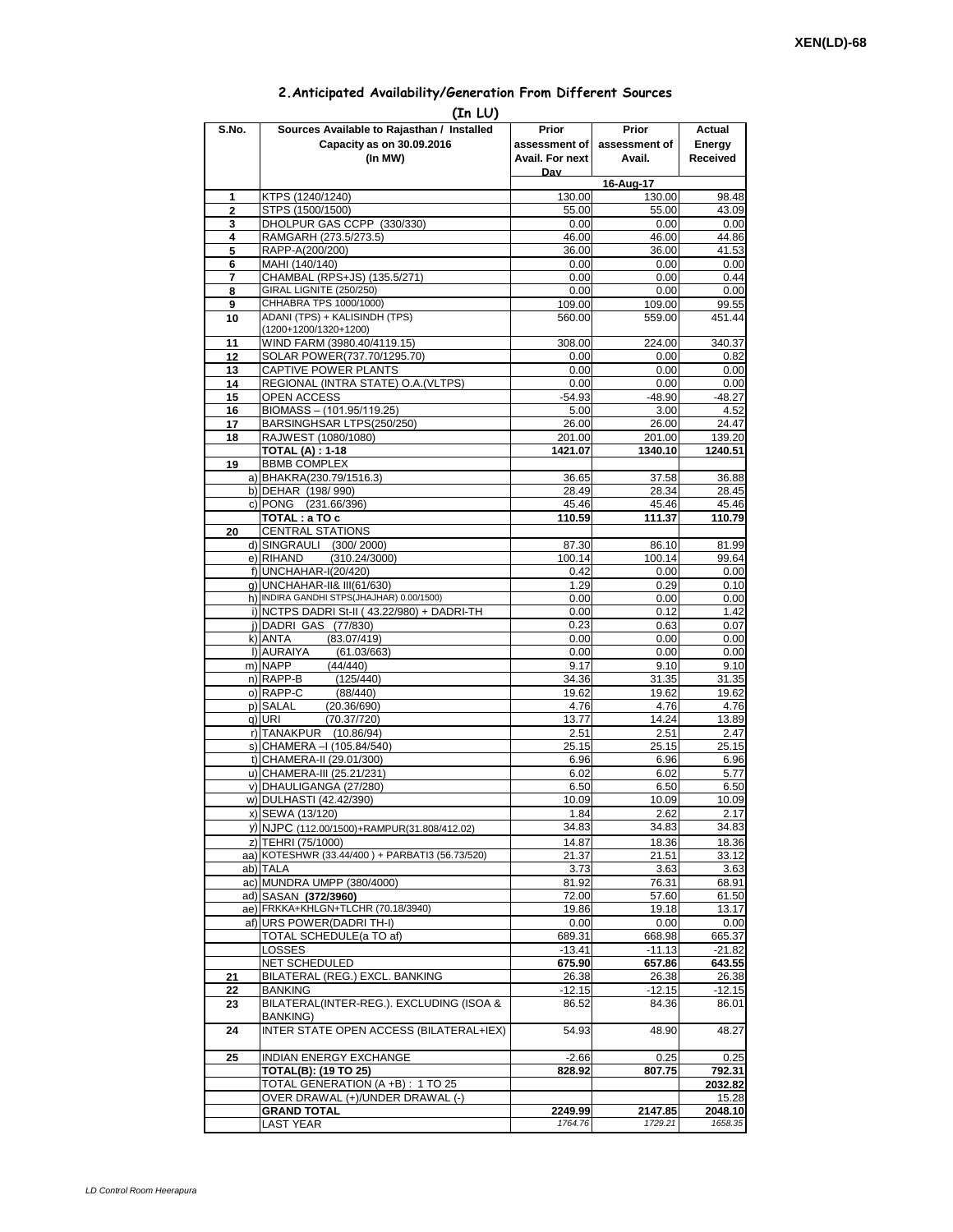XEN(LD)-68

## 2.Anticipated Availability/Generation From Different Sources

**(In LU)**

| S.No. | Sources Available to Rajasthan / Installed Capacity as on 30.09.2016 (In MW) | Prior assessment of Avail. For next Day | Prior assessment of Avail. | Actual Energy Received |
|---|---|---|---|---|
| | | | 16-Aug-17 | |
| 1 | KTPS (1240/1240) | 130.00 | 130.00 | 98.48 |
| 2 | STPS (1500/1500) | 55.00 | 55.00 | 43.09 |
| 3 | DHOLPUR GAS CCPP (330/330) | 0.00 | 0.00 | 0.00 |
| 4 | RAMGARH (273.5/273.5) | 46.00 | 46.00 | 44.86 |
| 5 | RAPP-A(200/200) | 36.00 | 36.00 | 41.53 |
| 6 | MAHI (140/140) | 0.00 | 0.00 | 0.00 |
| 7 | CHAMBAL (RPS+JS) (135.5/271) | 0.00 | 0.00 | 0.44 |
| 8 | GIRAL LIGNITE (250/250) | 0.00 | 0.00 | 0.00 |
| 9 | CHHABRA TPS 1000/1000) | 109.00 | 109.00 | 99.55 |
| 10 | ADANI (TPS) + KALISINDH (TPS) (1200+1200/1320+1200) | 560.00 | 559.00 | 451.44 |
| 11 | WIND FARM (3980.40/4119.15) | 308.00 | 224.00 | 340.37 |
| 12 | SOLAR POWER(737.70/1295.70) | 0.00 | 0.00 | 0.82 |
| 13 | CAPTIVE POWER PLANTS | 0.00 | 0.00 | 0.00 |
| 14 | REGIONAL (INTRA STATE) O.A.(VLTPS) | 0.00 | 0.00 | 0.00 |
| 15 | OPEN ACCESS | -54.93 | -48.90 | -48.27 |
| 16 | BIOMASS – (101.95/119.25) | 5.00 | 3.00 | 4.52 |
| 17 | BARSINGHSAR LTPS(250/250) | 26.00 | 26.00 | 24.47 |
| 18 | RAJWEST (1080/1080) | 201.00 | 201.00 | 139.20 |
| | **TOTAL (A) : 1-18** | **1421.07** | **1340.10** | **1240.51** |
| 19 | BBMB COMPLEX | | | |
| | a) BHAKRA(230.79/1516.3) | 36.65 | 37.58 | 36.88 |
| | b) DEHAR (198/ 990) | 28.49 | 28.34 | 28.45 |
| | c) PONG (231.66/396) | 45.46 | 45.46 | 45.46 |
| | **TOTAL : a TO c** | **110.59** | **111.37** | **110.79** |
| 20 | CENTRAL STATIONS | | | |
| | d) SINGRAULI (300/ 2000) | 87.30 | 86.10 | 81.99 |
| | e) RIHAND (310.24/3000) | 100.14 | 100.14 | 99.64 |
| | f) UNCHAHAR-I(20/420) | 0.42 | 0.00 | 0.00 |
| | g) UNCHAHAR-II& III(61/630) | 1.29 | 0.29 | 0.10 |
| | h) INDIRA GANDHI STPS(JHAJHAR) 0.00/1500) | 0.00 | 0.00 | 0.00 |
| | i) NCTPS DADRI St-II ( 43.22/980) + DADRI-TH | 0.00 | 0.12 | 1.42 |
| | j) DADRI GAS (77/830) | 0.23 | 0.63 | 0.07 |
| | k) ANTA (83.07/419) | 0.00 | 0.00 | 0.00 |
| | l) AURAIYA (61.03/663) | 0.00 | 0.00 | 0.00 |
| | m) NAPP (44/440) | 9.17 | 9.10 | 9.10 |
| | n) RAPP-B (125/440) | 34.36 | 31.35 | 31.35 |
| | o) RAPP-C (88/440) | 19.62 | 19.62 | 19.62 |
| | p) SALAL (20.36/690) | 4.76 | 4.76 | 4.76 |
| | q) URI (70.37/720) | 13.77 | 14.24 | 13.89 |
| | r) TANAKPUR (10.86/94) | 2.51 | 2.51 | 2.47 |
| | s) CHAMERA –I (105.84/540) | 25.15 | 25.15 | 25.15 |
| | t) CHAMERA-II (29.01/300) | 6.96 | 6.96 | 6.96 |
| | u) CHAMERA-III (25.21/231) | 6.02 | 6.02 | 5.77 |
| | v) DHAULIGANGA (27/280) | 6.50 | 6.50 | 6.50 |
| | w) DULHASTI (42.42/390) | 10.09 | 10.09 | 10.09 |
| | x) SEWA (13/120) | 1.84 | 2.62 | 2.17 |
| | y) NJPC (112.00/1500)+RAMPUR(31.808/412.02) | 34.83 | 34.83 | 34.83 |
| | z) TEHRI (75/1000) | 14.87 | 18.36 | 18.36 |
| | aa) KOTESHWR (33.44/400 ) + PARBATI3 (56.73/520) | 21.37 | 21.51 | 33.12 |
| | ab) TALA | 3.73 | 3.63 | 3.63 |
| | ac) MUNDRA UMPP (380/4000) | 81.92 | 76.31 | 68.91 |
| | ad) SASAN **(372/3960)** | 72.00 | 57.60 | 61.50 |
| | ae) FRKKA+KHLGN+TLCHR (70.18/3940) | 19.86 | 19.18 | 13.17 |
| | af) URS POWER(DADRI TH-I) | 0.00 | 0.00 | 0.00 |
| | TOTAL SCHEDULE(a TO af) | 689.31 | 668.98 | 665.37 |
| | LOSSES | -13.41 | -11.13 | -21.82 |
| | NET SCHEDULED | **675.90** | **657.86** | **643.55** |
| 21 | BILATERAL (REG.) EXCL. BANKING | 26.38 | 26.38 | 26.38 |
| 22 | BANKING | -12.15 | -12.15 | -12.15 |
| 23 | BILATERAL(INTER-REG.). EXCLUDING (ISOA & BANKING) | 86.52 | 84.36 | 86.01 |
| 24 | INTER STATE OPEN ACCESS (BILATERAL+IEX) | 54.93 | 48.90 | 48.27 |
| 25 | INDIAN ENERGY EXCHANGE | -2.66 | 0.25 | 0.25 |
| | **TOTAL(B): (19 TO 25)** | **828.92** | **807.75** | **792.31** |
| | TOTAL GENERATION (A +B) : 1 TO 25 | | | **2032.82** |
| | OVER DRAWAL (+)/UNDER DRAWAL (-) | | | 15.28 |
| | **GRAND TOTAL** | **2249.99** | **2147.85** | **2048.10** |
| | LAST YEAR | *1764.76* | *1729.21* | *1658.35* |

*LD Control Room Heerapura*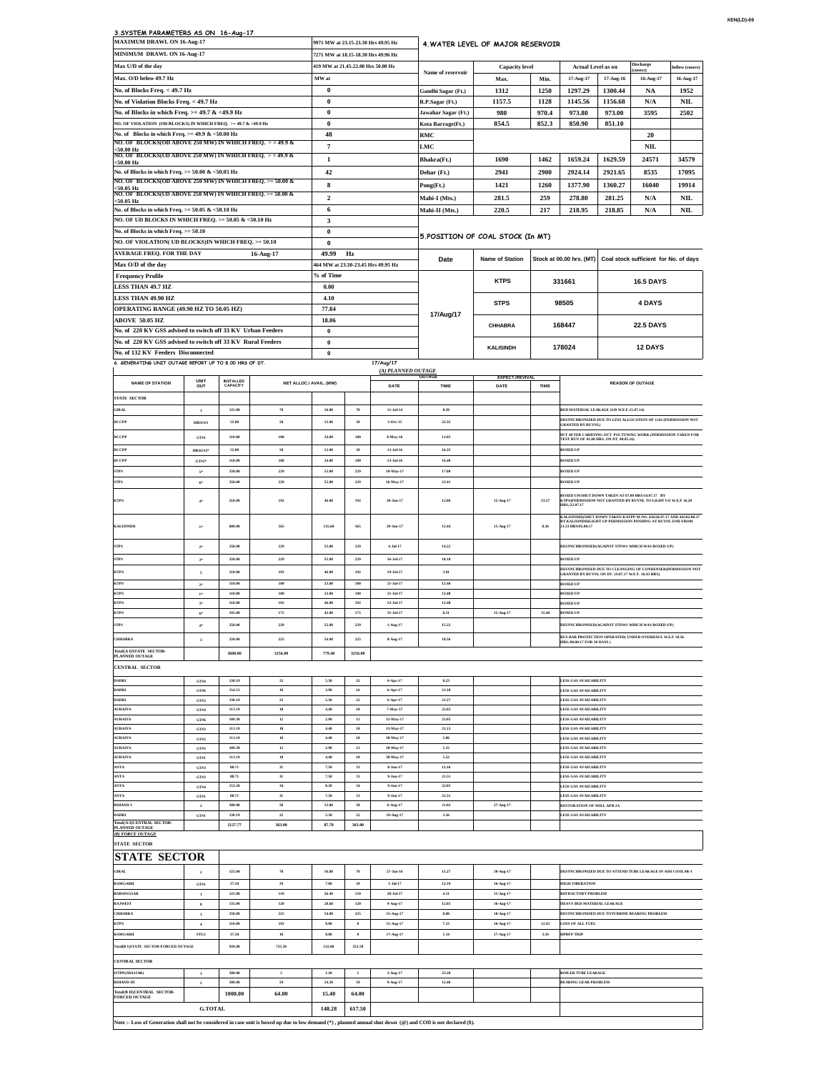## 3.SYSTEM PARAMETERS AS ON 16-Aug-17

| | | |
|---|---|---|
| MAXIMUM DRAWL ON 16-Aug-17 | | 9971 MW at 23.15-23.30 Hrs 49.95 Hz |
| MINIMUM DRAWL ON 16-Aug-17 | | 7271 MW at 18.15-18.30 Hrs 49.96 Hz |
| Max U/D of the day | | 419 MW at 21.45-22.00 Hrs 50.00 Hz |
| Max. O/D below 49.7 Hz | | MW at |
| No. of Blocks Freq. < 49.7 Hz | | 0 |
| No. of Violation Blocks Freq. < 49.7 Hz | | 0 |
| No. of Blocks in which Freq. >= 49.7 & <49.9 Hz | | 0 |
| NO. OF VIOLATION (OD BLOCKS) IN WHICH FREQ. >= 49.7 & <49.9 Hz | | 0 |
| No. of Blocks in which Freq. >= 49.9 & <50.00 Hz | | 48 |
| NO. OF BLOCKS(OD ABOVE 250 MW) IN WHICH FREQ. >= 49.9 & <50.00 Hz | | 7 |
| NO. OF BLOCKS(UD ABOVE 250 MW) IN WHICH FREQ. >= 49.9 & <50.00 Hz | | 1 |
| No. of Blocks in which Freq. >= 50.00 & <50.05 Hz | | 42 |
| NO. OF BLOCKS(OD ABOVE 250 MW) IN WHICH FREQ. >= 50.00 & <50.05 Hz | | 8 |
| NO. OF BLOCKS(UD ABOVE 250 MW) IN WHICH FREQ. >= 50.00 & <50.05 Hz | | 2 |
| No. of Blocks in which Freq. >= 50.05 & <50.10 Hz | | 6 |
| NO. OF UD BLOCKS IN WHICH FREQ. >= 50.05 & <50.10 Hz | | 3 |
| No. of Blocks in which Freq. >= 50.10 | | 0 |
| NO. OF VIOLATION( UD BLOCKS)IN WHICH FREQ. >= 50.10 | | 0 |
| AVERAGE FREQ. FOR THE DAY | 16-Aug-17 | 49.99 Hz |
| Max O/D of the day | | 464 MW at 23.30-23.45 Hrs 49.95 Hz |
| Frequency Profile | | % of Time |
| LESS THAN 49.7 HZ | | 0.00 |
| LESS THAN 49.90 HZ | | 4.10 |
| OPERATING RANGE (49.90 HZ TO 50.05 HZ) | | 77.84 |
| ABOVE 50.05 HZ | | 18.06 |
| No. of 220 KV GSS advised to switch off 33 KV Urban Feeders | | 0 |
| No. of 220 KV GSS advised to switch off 33 KV Rural Feeders | | 0 |
| No. of 132 KV Feeders Disconnected | | 0 |

## 4.WATER LEVEL OF MAJOR RESERVOIR

| Name of reservoir | Capacity level Max. | Capacity level Min. | Actual Level as on 17-Aug-17 | Actual Level as on 17-Aug-16 | Discharge (cusecs) 16-Aug-17 | Inflow (cusecs) 16-Aug-17 |
|---|---|---|---|---|---|---|
| Gandhi Sagar (Ft.) | 1312 | 1250 | 1297.29 | 1300.44 | NA | 1952 |
| R.P.Sagar (Ft.) | 1157.5 | 1128 | 1145.56 | 1156.68 | N/A | NIL |
| Jawahar Sagar (Ft.) | 980 | 970.4 | 973.80 | 973.00 | 3595 | 2502 |
| Kota Barrage(Ft.) | 854.5 | 852.3 | 850.90 | 851.10 | | |
| RMC | | | | | 20 | |
| LMC | | | | | NIL | |
| Bhakra(Ft.) | 1690 | 1462 | 1659.24 | 1629.59 | 24571 | 34579 |
| Dehar (Ft.) | 2941 | 2900 | 2924.14 | 2921.65 | 8535 | 17095 |
| Pong(Ft.) | 1421 | 1260 | 1377.90 | 1360.27 | 16040 | 19914 |
| Mahi-I (Mts.) | 281.5 | 259 | 278.80 | 281.25 | N/A | NIL |
| Mahi-II (Mts.) | 220.5 | 217 | 218.95 | 218.85 | N/A | NIL |

## 5.POSITION OF COAL STOCK (In MT)

| Date | Name of Station | Stock at 00.00 hrs. (MT) | Coal stock sufficient for No. of days |
|---|---|---|---|
| 17/Aug/17 | KTPS | 331661 | 16.5 DAYS |
| | STPS | 98505 | 4 DAYS |
| | CHHABRA | 168447 | 22.5 DAYS |
| | KALISINDH | 178024 | 12 DAYS |

## 6. GENERATING UNIT OUTAGE REPORT UP TO 8.00 HRS OF DT. 17/Aug/17

### (A) PLANNED OUTAGE

| NAME OF STATION | UNIT OUT | INSTALLED CAPACITY | NET ALLOC./ AVAIL. (MW) | | | OUTAGE DATE | OUTAGE TIME | EXPECT./REVIVAL DATE | EXPECT./REVIVAL TIME | REASON OF OUTAGE |
|---|---|---|---|---|---|---|---|---|---|---|
| STATE SECTOR | | | | | | | | | | |
| GIRAL | 1 | 125.00 | 70 | 16.80 | 70 | 11-Jul-14 | 8.20 | | | BED MATERIAL LEAKAGE (S/D W.E.F.15.07.14) |
| DCCPP | HRSG#1 | 55.00 | 50 | 12.00 | 50 | 3-Oct-15 | 22.35 | | | DESYNCHRONIZED DUE TO LESS ALLOCATION OF GAS (PERMISSION NOT GRANTED BY RUVNL) |
| DCCPP | GT#1 | 110.00 | 100 | 24.00 | 100 | 8-May-16 | 11.05 | | | M/T AFTER CARRYING OUT PSS TUNING WORK (PERMISSION TAKEN FOR TEST RUN OF 01.00 HRS. ON DT. 08.05.16) |
| DCCPP | HRSG#2* | 55.00 | 50 | 12.00 | 50 | 13-Jul-16 | 16.25 | | | BOXED UP |
| DCCPP | GT#2* | 110.00 | 100 | 24.00 | 100 | 13-Jul-16 | 16.40 | | | BOXED UP |
| STPS | 5* | 250.00 | 229 | 55.00 | 229 | 10-May-17 | 17.00 | | | BOXED UP |
| STPS | 6* | 250.00 | 229 | 55.00 | 229 | 16-May-17 | 21.41 | | | BOXED UP |
| KTPS | 4* | 210.00 | 192 | 46.00 | 192 | 20-Jun-17 | 12.06 | 15-Aug-17 | 23.27 | BOXED UP(SHUT DOWN TAKEN AT 07.00 HRS/14.07.17 BY KTPS)PERMISSION NOT GRANTED BY RUVNL TO LIGHT UO W.E.F 16.20 HRS./22.07.17 |
| KALISINDH | 1* | 600.00 | 565 | 135.60 | 565 | 29-Jun-17 | 12.44 | 15-Aug-17 | 8.36 | KALISINDH(SHUT DOWN TAKEN KATPP M.NO. 436/28.07.17 AND 445/02.08.17 BY KALISINDH)LIGHT UP PERMISSION PENDING AT RUVNL END FROM 23.33 HRS/05.08.17 |
| STPS | 2* | 250.00 | 229 | 55.00 | 229 | 4-Jul-17 | 14.22 | | | DESYNCHRONISED(AGAINST STPS#1 WHICH WAS BOXED-UP) |
| STPS | 3* | 250.00 | 229 | 55.00 | 229 | 16-Jul-17 | 10.18 | | | BOXED UP |
| KTPS | 5 | 210.00 | 192 | 46.00 | 192 | 19-Jul-17 | 3.01 | | | DESYNCHRONISED DUE TO CLEANGING OF CONDENSER(PERMISSION NOT GRANTED BY RUVNL ON DT. 19.07.17 W.E.F. 16.43 HRS) |
| KTPS | 2* | 110.00 | 100 | 23.00 | 100 | 21-Jul-17 | 12.46 | | | BOXED UP |
| KTPS | 1* | 110.00 | 100 | 23.00 | 100 | 21-Jul-17 | 12.48 | | | BOXED UP |
| KTPS | 3* | 210.00 | 192 | 46.00 | 192 | 22-Jul-17 | 12.48 | | | BOXED UP |
| KTPS | 6* | 195.00 | 175 | 42.00 | 175 | 31-Jul-17 | 8.21 | 15-Aug-17 | 15.40 | BOXED UP |
| STPS | 4* | 250.00 | 229 | 55.00 | 229 | 1-Aug-17 | 15.22 | | | DESYNCHRONISED(AGAINST STPS#1 WHICH WAS BOXED-UP) |
| CHHABRA | 3 | 250.00 | 225 | 54.00 | 225 | 8-Aug-17 | 18.56 | | | BUS BAR PROTECTION OPERATED( UNDER OVERHAUL W.E.F 18.56 HRS./08.08.17 FOR 30 DAYS ) |
| Total(A I)STATE SECTOR-PLANNED OUTAGE | | 3600.00 | 3256.00 | 779.40 | 3256.00 | | | | | |
| CENTRAL SECTOR | | | | | | | | | | |
| DADRI | GT#4 | 130.19 | 22 | 5.30 | 22 | 6-Apr-17 | 0.23 | | | LESS GAS AVAILABILITY |
| DADRI | GT#6 | 154.51 | 16 | 3.90 | 16 | 6-Apr-17 | 21.18 | | | LESS GAS AVAILABILITY |
| DADRI | GT#3 | 130.19 | 22 | 5.30 | 22 | 6-Apr-17 | 21.27 | | | LESS GAS AVAILABILITY |
| AURAIYA | GT#4 | 111.19 | 18 | 4.40 | 18 | 7-May-17 | 22.03 | | | LESS GAS AVAILABILITY |
| AURAIYA | GT#6 | 109.30 | 12 | 2.90 | 12 | 12-May-17 | 21.05 | | | LESS GAS AVAILABILITY |
| AURAIYA | GT#3 | 111.19 | 18 | 4.40 | 18 | 12-May-17 | 21.13 | | | LESS GAS AVAILABILITY |
| AURAIYA | GT#2 | 111.19 | 18 | 4.40 | 18 | 30-May-17 | 5.06 | | | LESS GAS AVAILABILITY |
| AURAIYA | GT#5 | 109.30 | 12 | 2.90 | 12 | 30-May-17 | 5.15 | | | LESS GAS AVAILABILITY |
| AURAIYA | GT#1 | 111.19 | 18 | 4.40 | 18 | 30-May-17 | 5.22 | | | LESS GAS AVAILABILITY |
| ANTA | GT#3 | 88.71 | 31 | 7.50 | 31 | 8-Jun-17 | 12.16 | | | LESS GAS AVAILABILITY |
| ANTA | GT#2 | 88.71 | 31 | 7.50 | 31 | 9-Jun-17 | 21.51 | | | LESS GAS AVAILABILITY |
| ANTA | GT#4 | 153.20 | 34 | 8.20 | 34 | 9-Jun-17 | 22.05 | | | LESS GAS AVAILABILITY |
| ANTA | GT#1 | 88.71 | 31 | 7.50 | 31 | 9-Jun-17 | 22.31 | | | LESS GAS AVAILABILITY |
| RIHAND-I | 2 | 500.00 | 58 | 13.80 | 58 | 6-Aug-17 | 21.02 | 27-Aug-17 | | RESTORATION OF MILL APH 2A |
| DADRI | GT#1 | 130.19 | 22 | 5.30 | 22 | 10-Aug-17 | 3.56 | | | LESS GAS AVAILABILITY |
| Total(A-I)CENTRAL SECTOR-PLANNED OUTAGE | | 2127.77 | 363.00 | 87.70 | 363.00 | | | | | |

### (B) FORCE OUTAGE

| NAME OF STATION | UNIT OUT | INSTALLED CAPACITY | NET ALLOC./ AVAIL. (MW) | | | OUTAGE DATE | OUTAGE TIME | EXPECT./REVIVAL DATE | EXPECT./REVIVAL TIME | REASON OF OUTAGE |
|---|---|---|---|---|---|---|---|---|---|---|
| STATE SECTOR | | | | | | | | | | |
| GIRAL | 2 | 125.00 | 70 | 16.80 | 70 | 27-Jan-16 | 15.27 | 30-Aug-17 | | DESYNCHRONIZED DUE TO ATTEND TUBE LEAKAGE IN ASH COOLAR-I |
| RAMGARH | GT#1 | 37.50 | 29 | 7.00 | 29 | 1-Jul-17 | 12.19 | 16-Aug-17 | | HIGH VIBERATION |
| BARSINGSAR | 1 | 125.00 | 110 | 26.40 | 110 | 20-Jul-17 | 4.51 | 15-Aug-17 | | REFRACTORY PROBLEM |
| RAJWEST | 8 | 135.00 | 120 | 28.60 | 120 | 9-Aug-17 | 12.03 | 16-Aug-17 | | HEAVY BED MATERIAL LEAKAGE |
| CHHABRA | 1 | 250.00 | 225 | 54.00 | 225 | 15-Aug-17 | 8.00 | 18-Aug-17 | | DESYNCHRONIZED DUE TOTURBINE BEARING PROBLEM |
| KTPS | 4 | 210.00 | 192 | 0.00 | 0 | 15-Aug-17 | 7.13 | 16-Aug-17 | 12.43 | LOSS OF ALL FUEL |
| RAMGARH | STG1 | 37.50 | 10 | 0.00 | 0 | 17-Aug-17 | 1.14 | 17-Aug-17 | 3.59 | HPBFP TRIP |
| Total(B I)STATE SECTOR-FORCED OUTAGE | | 920.00 | 755.50 | 132.80 | 553.50 | | | | | |
| CENTRAL SECTOR | | | | | | | | | | |
| ISTPP(JHAJJAR) | 3 | 500.00 | 5 | 1.20 | 5 | 5-Aug-17 | 23.20 | | | BOILER TUBE LEAKAGE |
| RIHAND-III | 2 | 500.00 | 59 | 14.20 | 59 | 9-Aug-17 | 12.40 | | | BEARING GEAR PROBLEM |
| Total(B II)CENTRAL SECTOR-FORCED OUTAGE | | 1000.00 | 64.00 | 15.40 | 64.00 | | | | | |
| G.TOTAL | | | | 148.28 | 617.50 | | | | | |

Note :- Loss of Generation shall not be considered in case unit is boxed up due to low demand (*) , planned annual shut down (@) and COD is not declared ($).